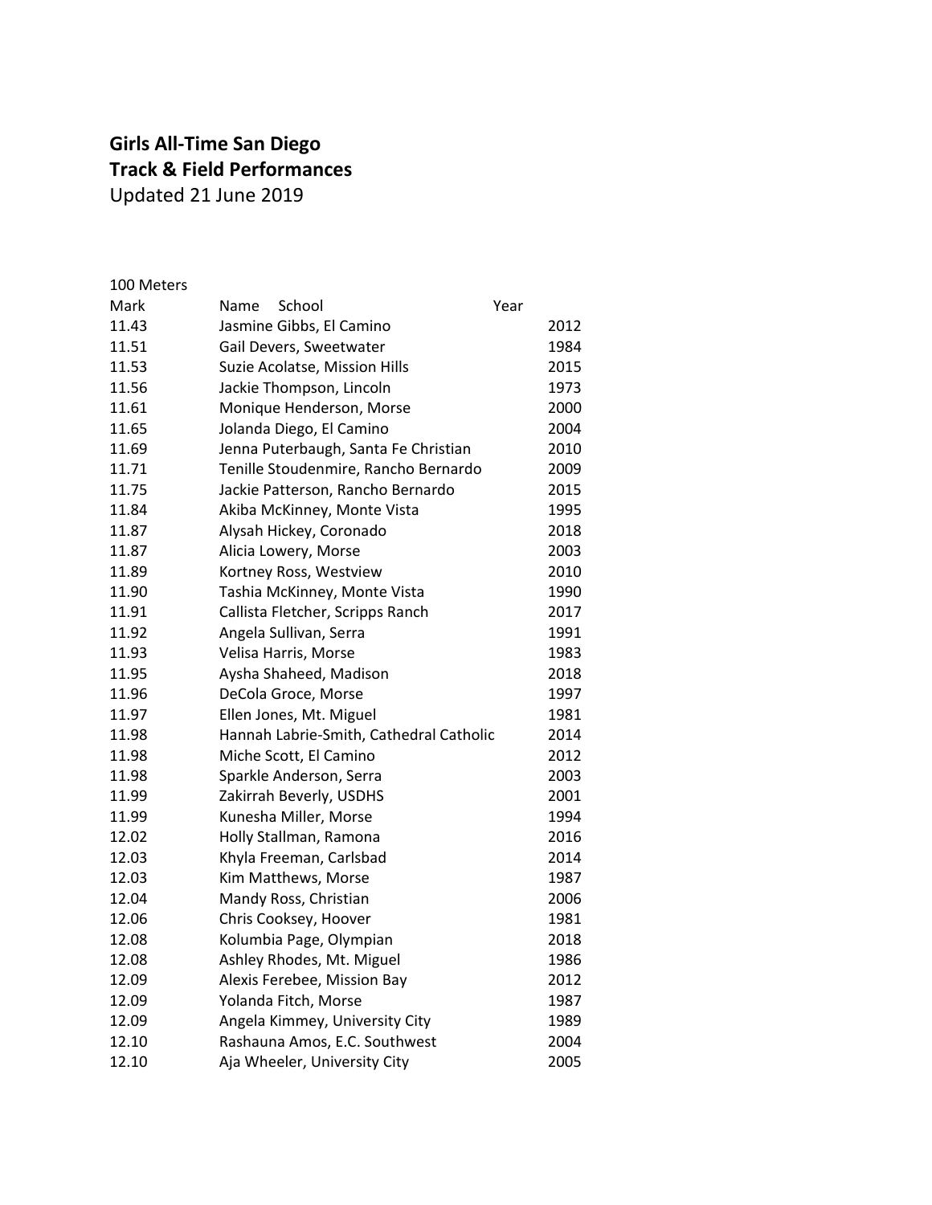**Girls All-Time San Diego**
**Track & Field Performances**
Updated 21 June 2019

100 Meters

| Mark | Name School | Year |
| --- | --- | --- |
| 11.43 | Jasmine Gibbs, El Camino | 2012 |
| 11.51 | Gail Devers, Sweetwater | 1984 |
| 11.53 | Suzie Acolatse, Mission Hills | 2015 |
| 11.56 | Jackie Thompson, Lincoln | 1973 |
| 11.61 | Monique Henderson, Morse | 2000 |
| 11.65 | Jolanda Diego, El Camino | 2004 |
| 11.69 | Jenna Puterbaugh, Santa Fe Christian | 2010 |
| 11.71 | Tenille Stoudenmire, Rancho Bernardo | 2009 |
| 11.75 | Jackie Patterson, Rancho Bernardo | 2015 |
| 11.84 | Akiba McKinney, Monte Vista | 1995 |
| 11.87 | Alysah Hickey, Coronado | 2018 |
| 11.87 | Alicia Lowery, Morse | 2003 |
| 11.89 | Kortney Ross, Westview | 2010 |
| 11.90 | Tashia McKinney, Monte Vista | 1990 |
| 11.91 | Callista Fletcher, Scripps Ranch | 2017 |
| 11.92 | Angela Sullivan, Serra | 1991 |
| 11.93 | Velisa Harris, Morse | 1983 |
| 11.95 | Aysha Shaheed, Madison | 2018 |
| 11.96 | DeCola Groce, Morse | 1997 |
| 11.97 | Ellen Jones, Mt. Miguel | 1981 |
| 11.98 | Hannah Labrie-Smith, Cathedral Catholic | 2014 |
| 11.98 | Miche Scott, El Camino | 2012 |
| 11.98 | Sparkle Anderson, Serra | 2003 |
| 11.99 | Zakirrah Beverly, USDHS | 2001 |
| 11.99 | Kunesha Miller, Morse | 1994 |
| 12.02 | Holly Stallman, Ramona | 2016 |
| 12.03 | Khyla Freeman, Carlsbad | 2014 |
| 12.03 | Kim Matthews, Morse | 1987 |
| 12.04 | Mandy Ross, Christian | 2006 |
| 12.06 | Chris Cooksey, Hoover | 1981 |
| 12.08 | Kolumbia Page, Olympian | 2018 |
| 12.08 | Ashley Rhodes, Mt. Miguel | 1986 |
| 12.09 | Alexis Ferebee, Mission Bay | 2012 |
| 12.09 | Yolanda Fitch, Morse | 1987 |
| 12.09 | Angela Kimmey, University City | 1989 |
| 12.10 | Rashauna Amos, E.C. Southwest | 2004 |
| 12.10 | Aja Wheeler, University City | 2005 |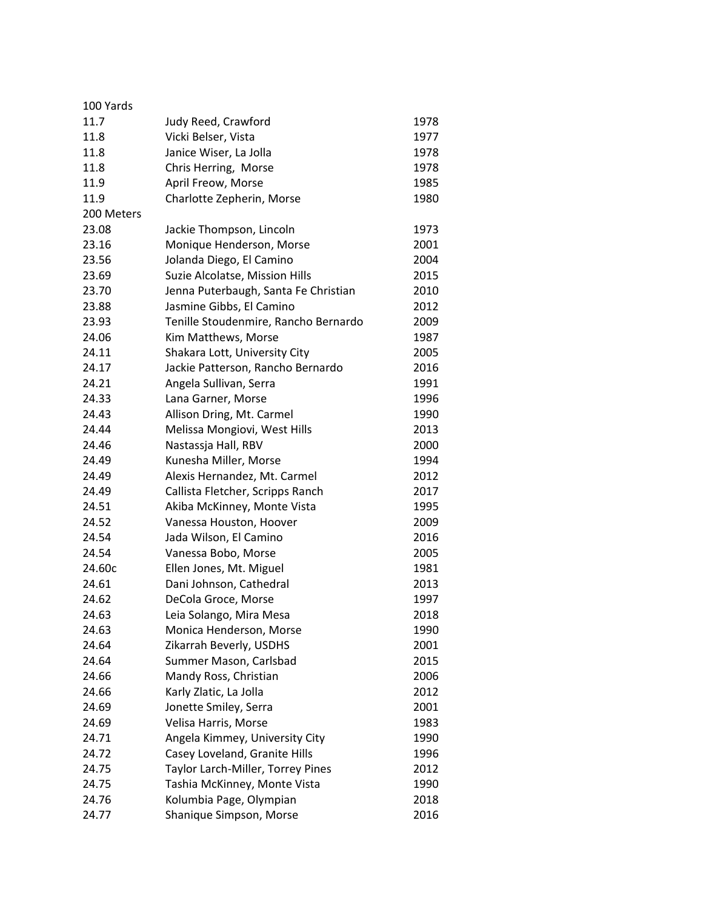### 100 Yards

| Time | Athlete, School | Year |
|---|---|---|
| 11.7 | Judy Reed, Crawford | 1978 |
| 11.8 | Vicki Belser, Vista | 1977 |
| 11.8 | Janice Wiser, La Jolla | 1978 |
| 11.8 | Chris Herring, Morse | 1978 |
| 11.9 | April Freow, Morse | 1985 |
| 11.9 | Charlotte Zepherin, Morse | 1980 |

### 200 Meters

| Time | Athlete, School | Year |
|---|---|---|
| 23.08 | Jackie Thompson, Lincoln | 1973 |
| 23.16 | Monique Henderson, Morse | 2001 |
| 23.56 | Jolanda Diego, El Camino | 2004 |
| 23.69 | Suzie Alcolatse, Mission Hills | 2015 |
| 23.70 | Jenna Puterbaugh, Santa Fe Christian | 2010 |
| 23.88 | Jasmine Gibbs, El Camino | 2012 |
| 23.93 | Tenille Stoudenmire, Rancho Bernardo | 2009 |
| 24.06 | Kim Matthews, Morse | 1987 |
| 24.11 | Shakara Lott, University City | 2005 |
| 24.17 | Jackie Patterson, Rancho Bernardo | 2016 |
| 24.21 | Angela Sullivan, Serra | 1991 |
| 24.33 | Lana Garner, Morse | 1996 |
| 24.43 | Allison Dring, Mt. Carmel | 1990 |
| 24.44 | Melissa Mongiovi, West Hills | 2013 |
| 24.46 | Nastassja Hall, RBV | 2000 |
| 24.49 | Kunesha Miller, Morse | 1994 |
| 24.49 | Alexis Hernandez, Mt. Carmel | 2012 |
| 24.49 | Callista Fletcher, Scripps Ranch | 2017 |
| 24.51 | Akiba McKinney, Monte Vista | 1995 |
| 24.52 | Vanessa Houston, Hoover | 2009 |
| 24.54 | Jada Wilson, El Camino | 2016 |
| 24.54 | Vanessa Bobo, Morse | 2005 |
| 24.60c | Ellen Jones, Mt. Miguel | 1981 |
| 24.61 | Dani Johnson, Cathedral | 2013 |
| 24.62 | DeCola Groce, Morse | 1997 |
| 24.63 | Leia Solango, Mira Mesa | 2018 |
| 24.63 | Monica Henderson, Morse | 1990 |
| 24.64 | Zikarrah Beverly, USDHS | 2001 |
| 24.64 | Summer Mason, Carlsbad | 2015 |
| 24.66 | Mandy Ross, Christian | 2006 |
| 24.66 | Karly Zlatic, La Jolla | 2012 |
| 24.69 | Jonette Smiley, Serra | 2001 |
| 24.69 | Velisa Harris, Morse | 1983 |
| 24.71 | Angela Kimmey, University City | 1990 |
| 24.72 | Casey Loveland, Granite Hills | 1996 |
| 24.75 | Taylor Larch-Miller, Torrey Pines | 2012 |
| 24.75 | Tashia McKinney, Monte Vista | 1990 |
| 24.76 | Kolumbia Page, Olympian | 2018 |
| 24.77 | Shanique Simpson, Morse | 2016 |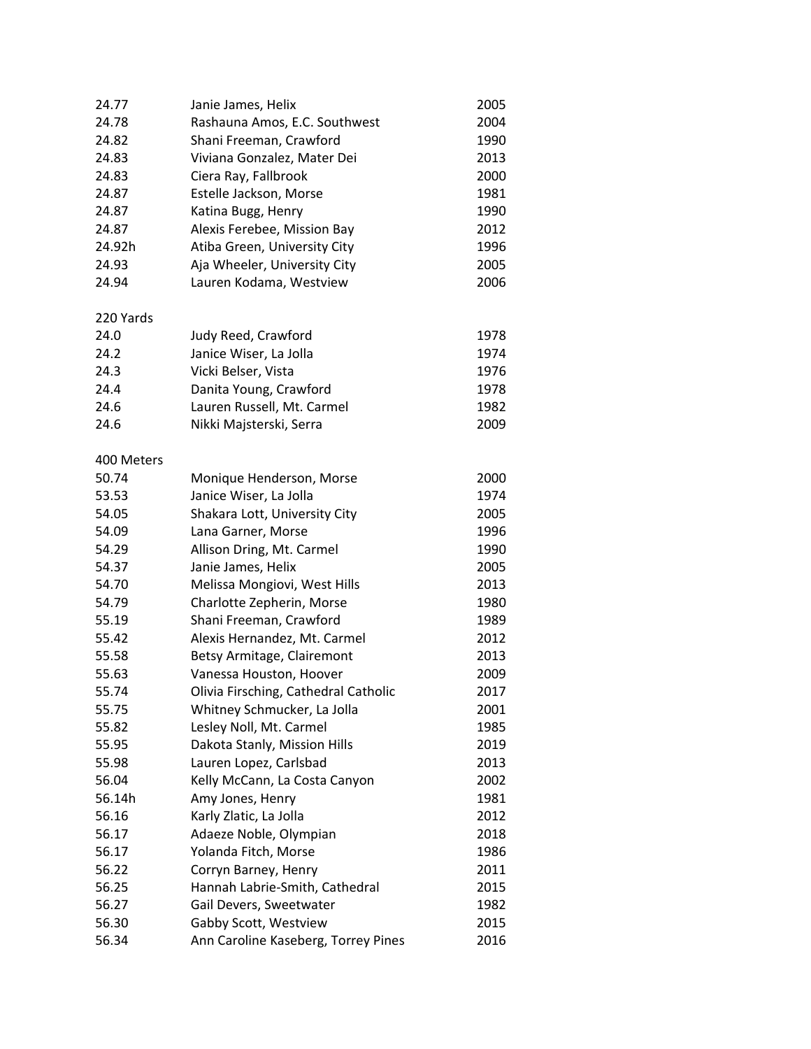| | | |
|---|---|---|
| 24.77 | Janie James, Helix | 2005 |
| 24.78 | Rashauna Amos, E.C. Southwest | 2004 |
| 24.82 | Shani Freeman, Crawford | 1990 |
| 24.83 | Viviana Gonzalez, Mater Dei | 2013 |
| 24.83 | Ciera Ray, Fallbrook | 2000 |
| 24.87 | Estelle Jackson, Morse | 1981 |
| 24.87 | Katina Bugg, Henry | 1990 |
| 24.87 | Alexis Ferebee, Mission Bay | 2012 |
| 24.92h | Atiba Green, University City | 1996 |
| 24.93 | Aja Wheeler, University City | 2005 |
| 24.94 | Lauren Kodama, Westview | 2006 |

220 Yards

| | | |
|---|---|---|
| 24.0 | Judy Reed, Crawford | 1978 |
| 24.2 | Janice Wiser, La Jolla | 1974 |
| 24.3 | Vicki Belser, Vista | 1976 |
| 24.4 | Danita Young, Crawford | 1978 |
| 24.6 | Lauren Russell, Mt. Carmel | 1982 |
| 24.6 | Nikki Majsterski, Serra | 2009 |

400 Meters

| | | |
|---|---|---|
| 50.74 | Monique Henderson, Morse | 2000 |
| 53.53 | Janice Wiser, La Jolla | 1974 |
| 54.05 | Shakara Lott, University City | 2005 |
| 54.09 | Lana Garner, Morse | 1996 |
| 54.29 | Allison Dring, Mt. Carmel | 1990 |
| 54.37 | Janie James, Helix | 2005 |
| 54.70 | Melissa Mongiovi, West Hills | 2013 |
| 54.79 | Charlotte Zepherin, Morse | 1980 |
| 55.19 | Shani Freeman, Crawford | 1989 |
| 55.42 | Alexis Hernandez, Mt. Carmel | 2012 |
| 55.58 | Betsy Armitage, Clairemont | 2013 |
| 55.63 | Vanessa Houston, Hoover | 2009 |
| 55.74 | Olivia Firsching, Cathedral Catholic | 2017 |
| 55.75 | Whitney Schmucker, La Jolla | 2001 |
| 55.82 | Lesley Noll, Mt. Carmel | 1985 |
| 55.95 | Dakota Stanly, Mission Hills | 2019 |
| 55.98 | Lauren Lopez, Carlsbad | 2013 |
| 56.04 | Kelly McCann, La Costa Canyon | 2002 |
| 56.14h | Amy Jones, Henry | 1981 |
| 56.16 | Karly Zlatic, La Jolla | 2012 |
| 56.17 | Adaeze Noble, Olympian | 2018 |
| 56.17 | Yolanda Fitch, Morse | 1986 |
| 56.22 | Corryn Barney, Henry | 2011 |
| 56.25 | Hannah Labrie-Smith, Cathedral | 2015 |
| 56.27 | Gail Devers, Sweetwater | 1982 |
| 56.30 | Gabby Scott, Westview | 2015 |
| 56.34 | Ann Caroline Kaseberg, Torrey Pines | 2016 |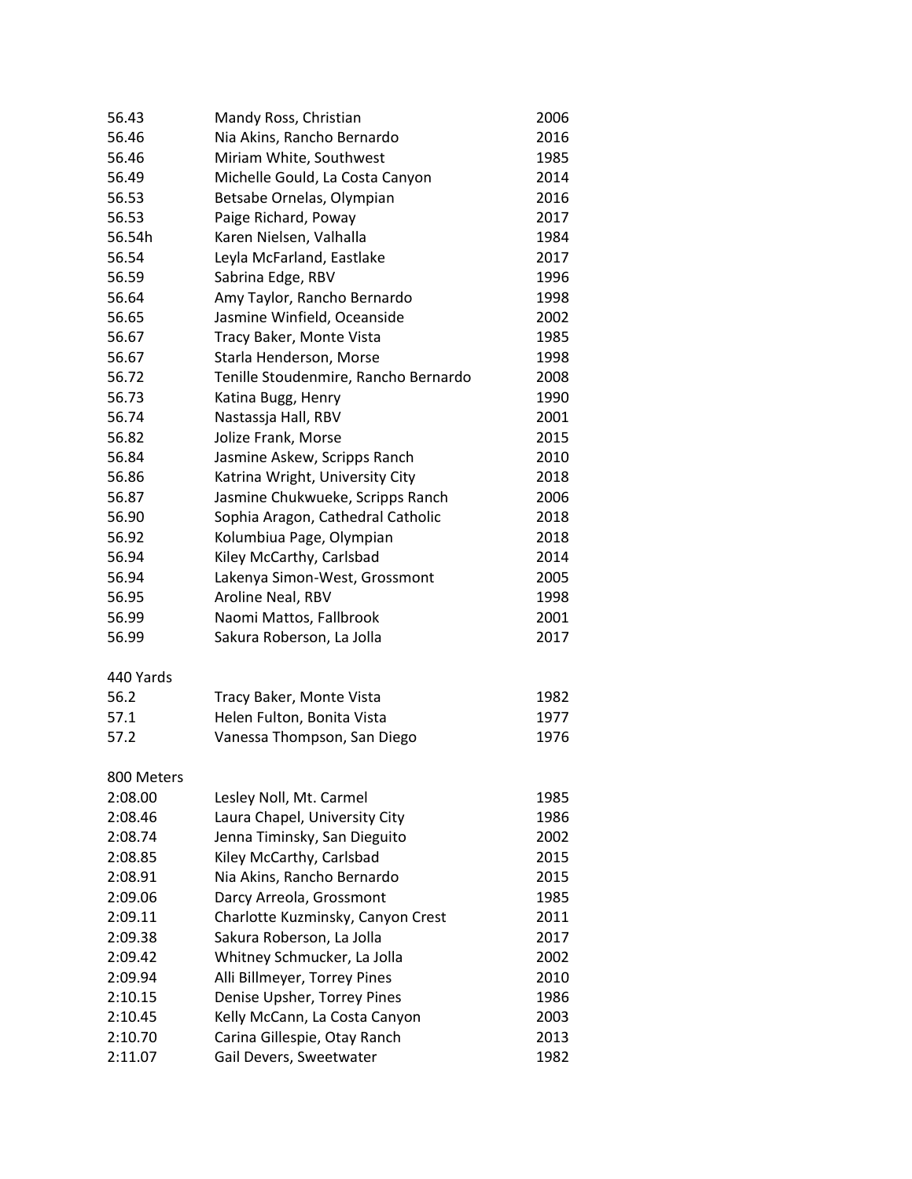| | | |
|---|---|---|
| 56.43 | Mandy Ross, Christian | 2006 |
| 56.46 | Nia Akins, Rancho Bernardo | 2016 |
| 56.46 | Miriam White, Southwest | 1985 |
| 56.49 | Michelle Gould, La Costa Canyon | 2014 |
| 56.53 | Betsabe Ornelas, Olympian | 2016 |
| 56.53 | Paige Richard, Poway | 2017 |
| 56.54h | Karen Nielsen, Valhalla | 1984 |
| 56.54 | Leyla McFarland, Eastlake | 2017 |
| 56.59 | Sabrina Edge, RBV | 1996 |
| 56.64 | Amy Taylor, Rancho Bernardo | 1998 |
| 56.65 | Jasmine Winfield, Oceanside | 2002 |
| 56.67 | Tracy Baker, Monte Vista | 1985 |
| 56.67 | Starla Henderson, Morse | 1998 |
| 56.72 | Tenille Stoudenmire, Rancho Bernardo | 2008 |
| 56.73 | Katina Bugg, Henry | 1990 |
| 56.74 | Nastassja Hall, RBV | 2001 |
| 56.82 | Jolize Frank, Morse | 2015 |
| 56.84 | Jasmine Askew, Scripps Ranch | 2010 |
| 56.86 | Katrina Wright, University City | 2018 |
| 56.87 | Jasmine Chukwueke, Scripps Ranch | 2006 |
| 56.90 | Sophia Aragon, Cathedral Catholic | 2018 |
| 56.92 | Kolumbiua Page, Olympian | 2018 |
| 56.94 | Kiley McCarthy, Carlsbad | 2014 |
| 56.94 | Lakenya Simon-West, Grossmont | 2005 |
| 56.95 | Aroline Neal, RBV | 1998 |
| 56.99 | Naomi Mattos, Fallbrook | 2001 |
| 56.99 | Sakura Roberson, La Jolla | 2017 |

440 Yards

| | | |
|---|---|---|
| 56.2 | Tracy Baker, Monte Vista | 1982 |
| 57.1 | Helen Fulton, Bonita Vista | 1977 |
| 57.2 | Vanessa Thompson, San Diego | 1976 |

800 Meters

| | | |
|---|---|---|
| 2:08.00 | Lesley Noll, Mt. Carmel | 1985 |
| 2:08.46 | Laura Chapel, University City | 1986 |
| 2:08.74 | Jenna Timinsky, San Dieguito | 2002 |
| 2:08.85 | Kiley McCarthy, Carlsbad | 2015 |
| 2:08.91 | Nia Akins, Rancho Bernardo | 2015 |
| 2:09.06 | Darcy Arreola, Grossmont | 1985 |
| 2:09.11 | Charlotte Kuzminsky, Canyon Crest | 2011 |
| 2:09.38 | Sakura Roberson, La Jolla | 2017 |
| 2:09.42 | Whitney Schmucker, La Jolla | 2002 |
| 2:09.94 | Alli Billmeyer, Torrey Pines | 2010 |
| 2:10.15 | Denise Upsher, Torrey Pines | 1986 |
| 2:10.45 | Kelly McCann, La Costa Canyon | 2003 |
| 2:10.70 | Carina Gillespie, Otay Ranch | 2013 |
| 2:11.07 | Gail Devers, Sweetwater | 1982 |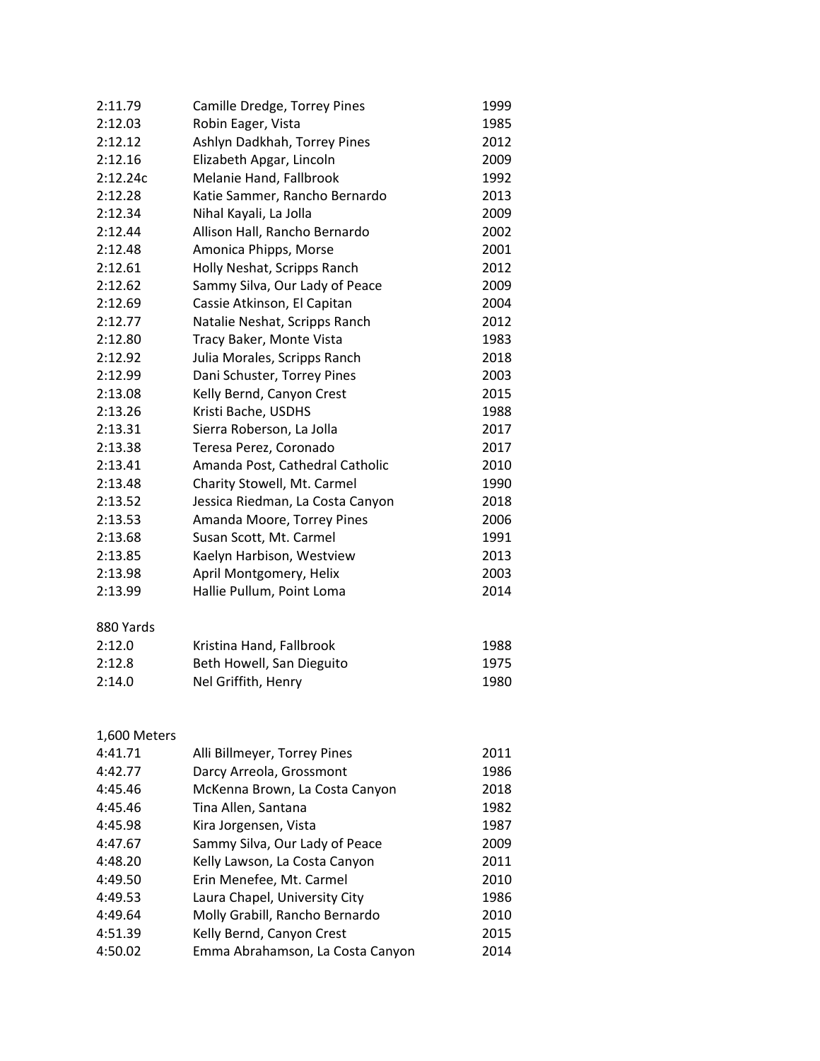| | | |
|---|---|---|
| 2:11.79 | Camille Dredge, Torrey Pines | 1999 |
| 2:12.03 | Robin Eager, Vista | 1985 |
| 2:12.12 | Ashlyn Dadkhah, Torrey Pines | 2012 |
| 2:12.16 | Elizabeth Apgar, Lincoln | 2009 |
| 2:12.24c | Melanie Hand, Fallbrook | 1992 |
| 2:12.28 | Katie Sammer, Rancho Bernardo | 2013 |
| 2:12.34 | Nihal Kayali, La Jolla | 2009 |
| 2:12.44 | Allison Hall, Rancho Bernardo | 2002 |
| 2:12.48 | Amonica Phipps, Morse | 2001 |
| 2:12.61 | Holly Neshat, Scripps Ranch | 2012 |
| 2:12.62 | Sammy Silva, Our Lady of Peace | 2009 |
| 2:12.69 | Cassie Atkinson, El Capitan | 2004 |
| 2:12.77 | Natalie Neshat, Scripps Ranch | 2012 |
| 2:12.80 | Tracy Baker, Monte Vista | 1983 |
| 2:12.92 | Julia Morales, Scripps Ranch | 2018 |
| 2:12.99 | Dani Schuster, Torrey Pines | 2003 |
| 2:13.08 | Kelly Bernd, Canyon Crest | 2015 |
| 2:13.26 | Kristi Bache, USDHS | 1988 |
| 2:13.31 | Sierra Roberson, La Jolla | 2017 |
| 2:13.38 | Teresa Perez, Coronado | 2017 |
| 2:13.41 | Amanda Post, Cathedral Catholic | 2010 |
| 2:13.48 | Charity Stowell, Mt. Carmel | 1990 |
| 2:13.52 | Jessica Riedman, La Costa Canyon | 2018 |
| 2:13.53 | Amanda Moore, Torrey Pines | 2006 |
| 2:13.68 | Susan Scott, Mt. Carmel | 1991 |
| 2:13.85 | Kaelyn Harbison, Westview | 2013 |
| 2:13.98 | April Montgomery, Helix | 2003 |
| 2:13.99 | Hallie Pullum, Point Loma | 2014 |

880 Yards

| | | |
|---|---|---|
| 2:12.0 | Kristina Hand, Fallbrook | 1988 |
| 2:12.8 | Beth Howell, San Dieguito | 1975 |
| 2:14.0 | Nel Griffith, Henry | 1980 |

1,600 Meters

| | | |
|---|---|---|
| 4:41.71 | Alli Billmeyer, Torrey Pines | 2011 |
| 4:42.77 | Darcy Arreola, Grossmont | 1986 |
| 4:45.46 | McKenna Brown, La Costa Canyon | 2018 |
| 4:45.46 | Tina Allen, Santana | 1982 |
| 4:45.98 | Kira Jorgensen, Vista | 1987 |
| 4:47.67 | Sammy Silva, Our Lady of Peace | 2009 |
| 4:48.20 | Kelly Lawson, La Costa Canyon | 2011 |
| 4:49.50 | Erin Menefee, Mt. Carmel | 2010 |
| 4:49.53 | Laura Chapel, University City | 1986 |
| 4:49.64 | Molly Grabill, Rancho Bernardo | 2010 |
| 4:51.39 | Kelly Bernd, Canyon Crest | 2015 |
| 4:50.02 | Emma Abrahamson, La Costa Canyon | 2014 |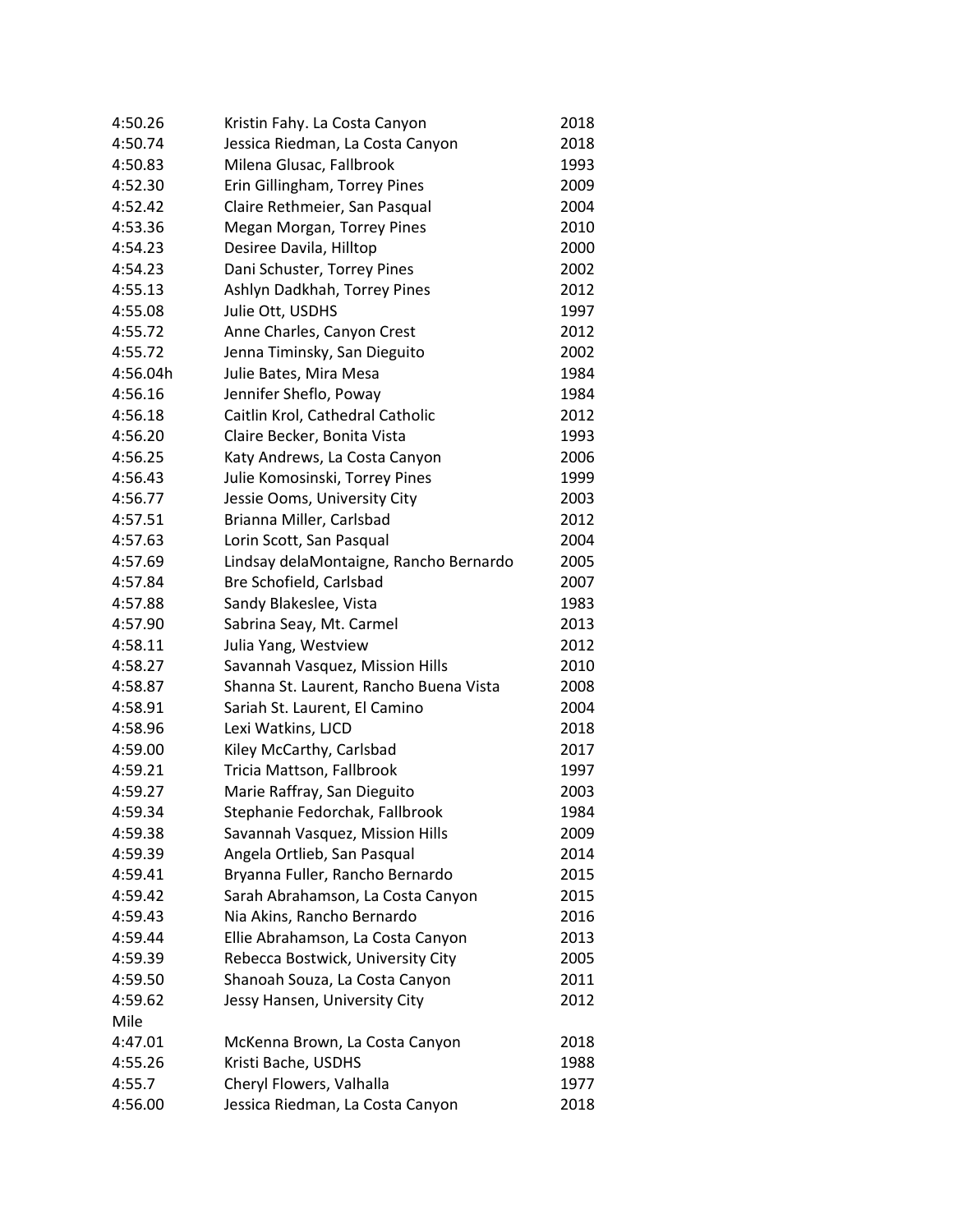| | | |
|---|---|---|
| 4:50.26 | Kristin Fahy. La Costa Canyon | 2018 |
| 4:50.74 | Jessica Riedman, La Costa Canyon | 2018 |
| 4:50.83 | Milena Glusac, Fallbrook | 1993 |
| 4:52.30 | Erin Gillingham, Torrey Pines | 2009 |
| 4:52.42 | Claire Rethmeier, San Pasqual | 2004 |
| 4:53.36 | Megan Morgan, Torrey Pines | 2010 |
| 4:54.23 | Desiree Davila, Hilltop | 2000 |
| 4:54.23 | Dani Schuster, Torrey Pines | 2002 |
| 4:55.13 | Ashlyn Dadkhah, Torrey Pines | 2012 |
| 4:55.08 | Julie Ott, USDHS | 1997 |
| 4:55.72 | Anne Charles, Canyon Crest | 2012 |
| 4:55.72 | Jenna Timinsky, San Dieguito | 2002 |
| 4:56.04h | Julie Bates, Mira Mesa | 1984 |
| 4:56.16 | Jennifer Sheflo, Poway | 1984 |
| 4:56.18 | Caitlin Krol, Cathedral Catholic | 2012 |
| 4:56.20 | Claire Becker, Bonita Vista | 1993 |
| 4:56.25 | Katy Andrews, La Costa Canyon | 2006 |
| 4:56.43 | Julie Komosinski, Torrey Pines | 1999 |
| 4:56.77 | Jessie Ooms, University City | 2003 |
| 4:57.51 | Brianna Miller, Carlsbad | 2012 |
| 4:57.63 | Lorin Scott, San Pasqual | 2004 |
| 4:57.69 | Lindsay delaMontaigne, Rancho Bernardo | 2005 |
| 4:57.84 | Bre Schofield, Carlsbad | 2007 |
| 4:57.88 | Sandy Blakeslee, Vista | 1983 |
| 4:57.90 | Sabrina Seay, Mt. Carmel | 2013 |
| 4:58.11 | Julia Yang, Westview | 2012 |
| 4:58.27 | Savannah Vasquez, Mission Hills | 2010 |
| 4:58.87 | Shanna St. Laurent, Rancho Buena Vista | 2008 |
| 4:58.91 | Sariah St. Laurent, El Camino | 2004 |
| 4:58.96 | Lexi Watkins, LJCD | 2018 |
| 4:59.00 | Kiley McCarthy, Carlsbad | 2017 |
| 4:59.21 | Tricia Mattson, Fallbrook | 1997 |
| 4:59.27 | Marie Raffray, San Dieguito | 2003 |
| 4:59.34 | Stephanie Fedorchak, Fallbrook | 1984 |
| 4:59.38 | Savannah Vasquez, Mission Hills | 2009 |
| 4:59.39 | Angela Ortlieb, San Pasqual | 2014 |
| 4:59.41 | Bryanna Fuller, Rancho Bernardo | 2015 |
| 4:59.42 | Sarah Abrahamson, La Costa Canyon | 2015 |
| 4:59.43 | Nia Akins, Rancho Bernardo | 2016 |
| 4:59.44 | Ellie Abrahamson, La Costa Canyon | 2013 |
| 4:59.39 | Rebecca Bostwick, University City | 2005 |
| 4:59.50 | Shanoah Souza, La Costa Canyon | 2011 |
| 4:59.62 | Jessy Hansen, University City | 2012 |
| Mile | | |
| 4:47.01 | McKenna Brown, La Costa Canyon | 2018 |
| 4:55.26 | Kristi Bache, USDHS | 1988 |
| 4:55.7 | Cheryl Flowers, Valhalla | 1977 |
| 4:56.00 | Jessica Riedman, La Costa Canyon | 2018 |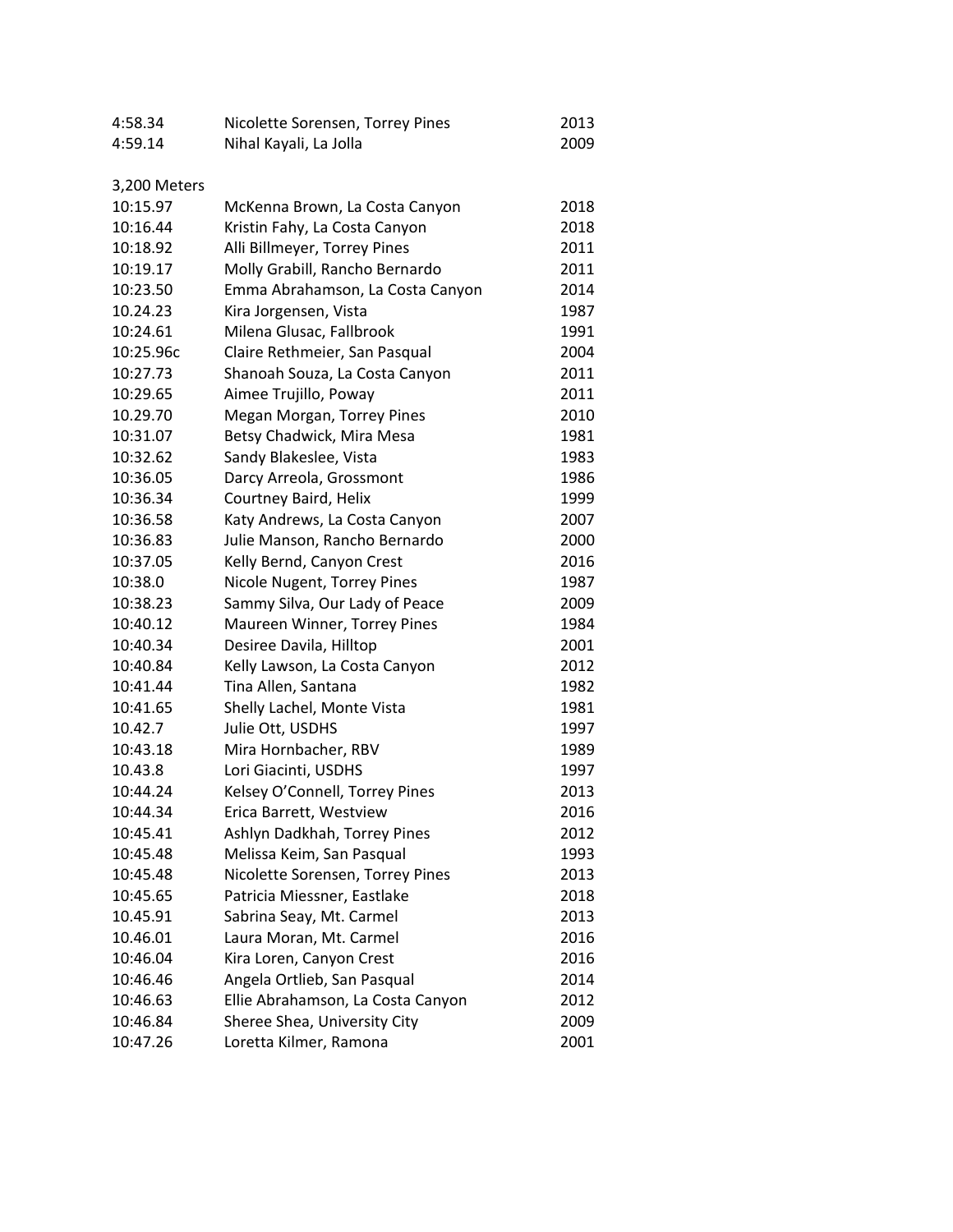| | | |
|---|---|---|
| 4:58.34 | Nicolette Sorensen, Torrey Pines | 2013 |
| 4:59.14 | Nihal Kayali, La Jolla | 2009 |

## 3,200 Meters

| | | |
|---|---|---|
| 10:15.97 | McKenna Brown, La Costa Canyon | 2018 |
| 10:16.44 | Kristin Fahy, La Costa Canyon | 2018 |
| 10:18.92 | Alli Billmeyer, Torrey Pines | 2011 |
| 10:19.17 | Molly Grabill, Rancho Bernardo | 2011 |
| 10:23.50 | Emma Abrahamson, La Costa Canyon | 2014 |
| 10.24.23 | Kira Jorgensen, Vista | 1987 |
| 10:24.61 | Milena Glusac, Fallbrook | 1991 |
| 10:25.96c | Claire Rethmeier, San Pasqual | 2004 |
| 10:27.73 | Shanoah Souza, La Costa Canyon | 2011 |
| 10:29.65 | Aimee Trujillo, Poway | 2011 |
| 10.29.70 | Megan Morgan, Torrey Pines | 2010 |
| 10:31.07 | Betsy Chadwick, Mira Mesa | 1981 |
| 10:32.62 | Sandy Blakeslee, Vista | 1983 |
| 10:36.05 | Darcy Arreola, Grossmont | 1986 |
| 10:36.34 | Courtney Baird, Helix | 1999 |
| 10:36.58 | Katy Andrews, La Costa Canyon | 2007 |
| 10:36.83 | Julie Manson, Rancho Bernardo | 2000 |
| 10:37.05 | Kelly Bernd, Canyon Crest | 2016 |
| 10:38.0 | Nicole Nugent, Torrey Pines | 1987 |
| 10:38.23 | Sammy Silva, Our Lady of Peace | 2009 |
| 10:40.12 | Maureen Winner, Torrey Pines | 1984 |
| 10:40.34 | Desiree Davila, Hilltop | 2001 |
| 10:40.84 | Kelly Lawson, La Costa Canyon | 2012 |
| 10:41.44 | Tina Allen, Santana | 1982 |
| 10:41.65 | Shelly Lachel, Monte Vista | 1981 |
| 10.42.7 | Julie Ott, USDHS | 1997 |
| 10:43.18 | Mira Hornbacher, RBV | 1989 |
| 10.43.8 | Lori Giacinti, USDHS | 1997 |
| 10:44.24 | Kelsey O'Connell, Torrey Pines | 2013 |
| 10:44.34 | Erica Barrett, Westview | 2016 |
| 10:45.41 | Ashlyn Dadkhah, Torrey Pines | 2012 |
| 10:45.48 | Melissa Keim, San Pasqual | 1993 |
| 10:45.48 | Nicolette Sorensen, Torrey Pines | 2013 |
| 10:45.65 | Patricia Miessner, Eastlake | 2018 |
| 10.45.91 | Sabrina Seay, Mt. Carmel | 2013 |
| 10.46.01 | Laura Moran, Mt. Carmel | 2016 |
| 10:46.04 | Kira Loren, Canyon Crest | 2016 |
| 10:46.46 | Angela Ortlieb, San Pasqual | 2014 |
| 10:46.63 | Ellie Abrahamson, La Costa Canyon | 2012 |
| 10:46.84 | Sheree Shea, University City | 2009 |
| 10:47.26 | Loretta Kilmer, Ramona | 2001 |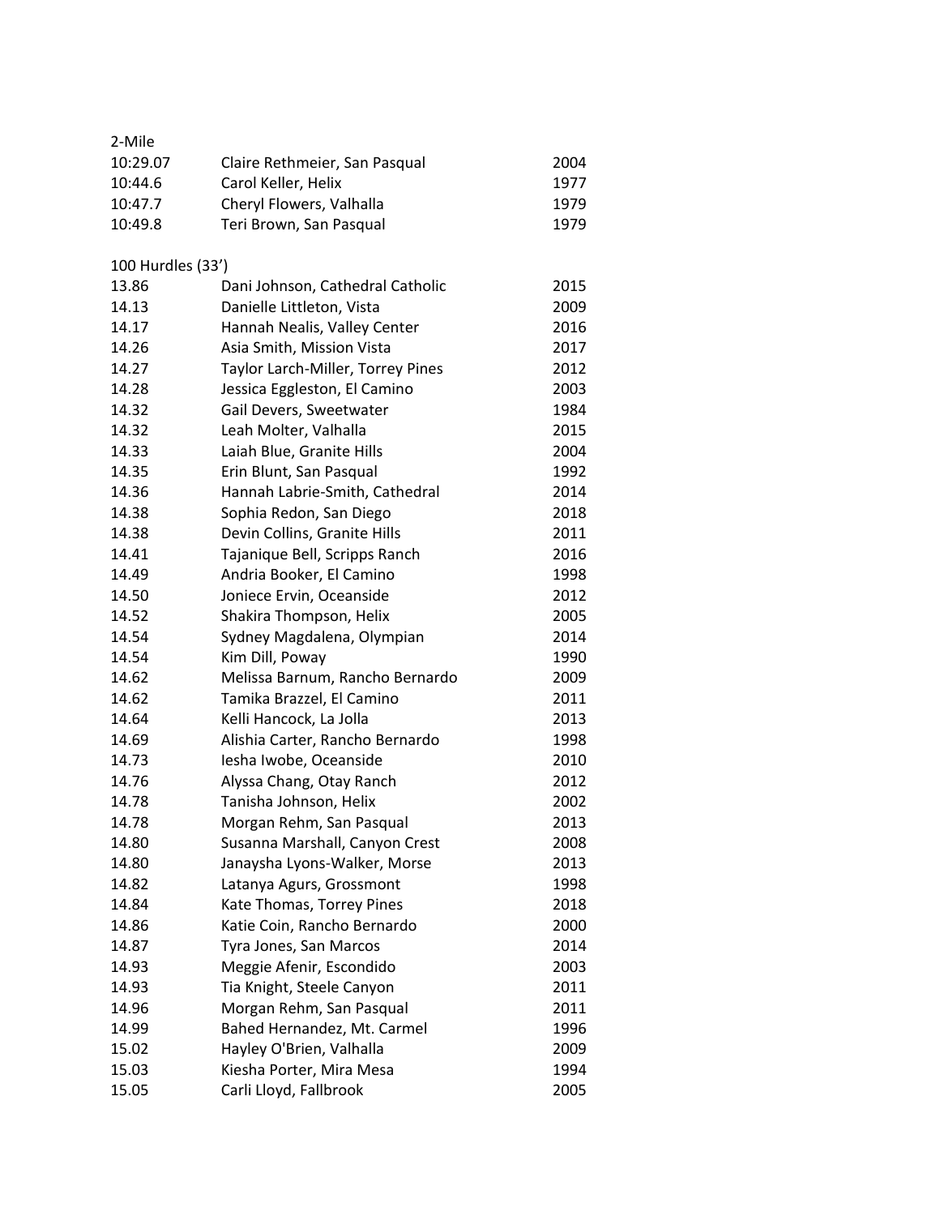## 2-Mile

| Time | Athlete, School | Year |
|---|---|---|
| 10:29.07 | Claire Rethmeier, San Pasqual | 2004 |
| 10:44.6 | Carol Keller, Helix | 1977 |
| 10:47.7 | Cheryl Flowers, Valhalla | 1979 |
| 10:49.8 | Teri Brown, San Pasqual | 1979 |

## 100 Hurdles (33')

| Time | Athlete, School | Year |
|---|---|---|
| 13.86 | Dani Johnson, Cathedral Catholic | 2015 |
| 14.13 | Danielle Littleton, Vista | 2009 |
| 14.17 | Hannah Nealis, Valley Center | 2016 |
| 14.26 | Asia Smith, Mission Vista | 2017 |
| 14.27 | Taylor Larch-Miller, Torrey Pines | 2012 |
| 14.28 | Jessica Eggleston, El Camino | 2003 |
| 14.32 | Gail Devers, Sweetwater | 1984 |
| 14.32 | Leah Molter, Valhalla | 2015 |
| 14.33 | Laiah Blue, Granite Hills | 2004 |
| 14.35 | Erin Blunt, San Pasqual | 1992 |
| 14.36 | Hannah Labrie-Smith, Cathedral | 2014 |
| 14.38 | Sophia Redon, San Diego | 2018 |
| 14.38 | Devin Collins, Granite Hills | 2011 |
| 14.41 | Tajanique Bell, Scripps Ranch | 2016 |
| 14.49 | Andria Booker, El Camino | 1998 |
| 14.50 | Joniece Ervin, Oceanside | 2012 |
| 14.52 | Shakira Thompson, Helix | 2005 |
| 14.54 | Sydney Magdalena, Olympian | 2014 |
| 14.54 | Kim Dill, Poway | 1990 |
| 14.62 | Melissa Barnum, Rancho Bernardo | 2009 |
| 14.62 | Tamika Brazzel, El Camino | 2011 |
| 14.64 | Kelli Hancock, La Jolla | 2013 |
| 14.69 | Alishia Carter, Rancho Bernardo | 1998 |
| 14.73 | Iesha Iwobe, Oceanside | 2010 |
| 14.76 | Alyssa Chang, Otay Ranch | 2012 |
| 14.78 | Tanisha Johnson, Helix | 2002 |
| 14.78 | Morgan Rehm, San Pasqual | 2013 |
| 14.80 | Susanna Marshall, Canyon Crest | 2008 |
| 14.80 | Janaysha Lyons-Walker, Morse | 2013 |
| 14.82 | Latanya Agurs, Grossmont | 1998 |
| 14.84 | Kate Thomas, Torrey Pines | 2018 |
| 14.86 | Katie Coin, Rancho Bernardo | 2000 |
| 14.87 | Tyra Jones, San Marcos | 2014 |
| 14.93 | Meggie Afenir, Escondido | 2003 |
| 14.93 | Tia Knight, Steele Canyon | 2011 |
| 14.96 | Morgan Rehm, San Pasqual | 2011 |
| 14.99 | Bahed Hernandez, Mt. Carmel | 1996 |
| 15.02 | Hayley O'Brien, Valhalla | 2009 |
| 15.03 | Kiesha Porter, Mira Mesa | 1994 |
| 15.05 | Carli Lloyd, Fallbrook | 2005 |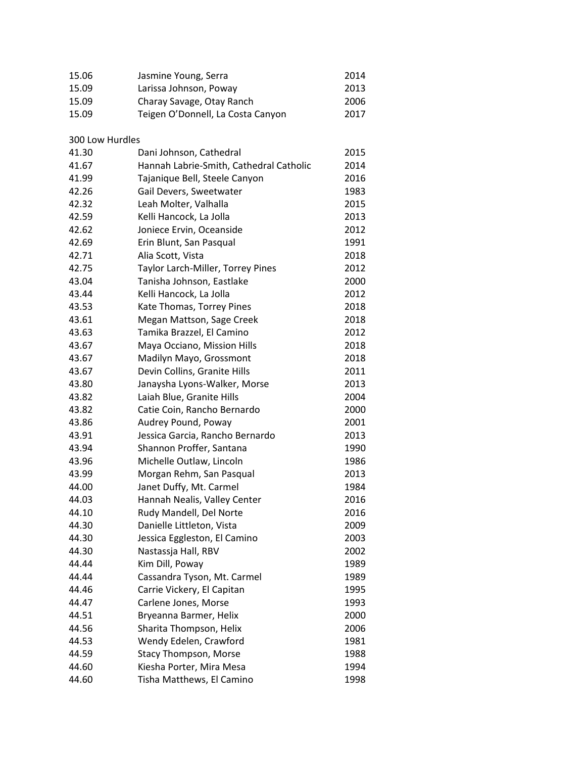| | | |
|---|---|---|
| 15.06 | Jasmine Young, Serra | 2014 |
| 15.09 | Larissa Johnson, Poway | 2013 |
| 15.09 | Charay Savage, Otay Ranch | 2006 |
| 15.09 | Teigen O'Donnell, La Costa Canyon | 2017 |

300 Low Hurdles

| | | |
|---|---|---|
| 41.30 | Dani Johnson, Cathedral | 2015 |
| 41.67 | Hannah Labrie-Smith, Cathedral Catholic | 2014 |
| 41.99 | Tajanique Bell, Steele Canyon | 2016 |
| 42.26 | Gail Devers, Sweetwater | 1983 |
| 42.32 | Leah Molter, Valhalla | 2015 |
| 42.59 | Kelli Hancock, La Jolla | 2013 |
| 42.62 | Joniece Ervin, Oceanside | 2012 |
| 42.69 | Erin Blunt, San Pasqual | 1991 |
| 42.71 | Alia Scott, Vista | 2018 |
| 42.75 | Taylor Larch-Miller, Torrey Pines | 2012 |
| 43.04 | Tanisha Johnson, Eastlake | 2000 |
| 43.44 | Kelli Hancock, La Jolla | 2012 |
| 43.53 | Kate Thomas, Torrey Pines | 2018 |
| 43.61 | Megan Mattson, Sage Creek | 2018 |
| 43.63 | Tamika Brazzel, El Camino | 2012 |
| 43.67 | Maya Occiano, Mission Hills | 2018 |
| 43.67 | Madilyn Mayo, Grossmont | 2018 |
| 43.67 | Devin Collins, Granite Hills | 2011 |
| 43.80 | Janaysha Lyons-Walker, Morse | 2013 |
| 43.82 | Laiah Blue, Granite Hills | 2004 |
| 43.82 | Catie Coin, Rancho Bernardo | 2000 |
| 43.86 | Audrey Pound, Poway | 2001 |
| 43.91 | Jessica Garcia, Rancho Bernardo | 2013 |
| 43.94 | Shannon Proffer, Santana | 1990 |
| 43.96 | Michelle Outlaw, Lincoln | 1986 |
| 43.99 | Morgan Rehm, San Pasqual | 2013 |
| 44.00 | Janet Duffy, Mt. Carmel | 1984 |
| 44.03 | Hannah Nealis, Valley Center | 2016 |
| 44.10 | Rudy Mandell, Del Norte | 2016 |
| 44.30 | Danielle Littleton, Vista | 2009 |
| 44.30 | Jessica Eggleston, El Camino | 2003 |
| 44.30 | Nastassja Hall, RBV | 2002 |
| 44.44 | Kim Dill, Poway | 1989 |
| 44.44 | Cassandra Tyson, Mt. Carmel | 1989 |
| 44.46 | Carrie Vickery, El Capitan | 1995 |
| 44.47 | Carlene Jones, Morse | 1993 |
| 44.51 | Bryeanna Barmer, Helix | 2000 |
| 44.56 | Sharita Thompson, Helix | 2006 |
| 44.53 | Wendy Edelen, Crawford | 1981 |
| 44.59 | Stacy Thompson, Morse | 1988 |
| 44.60 | Kiesha Porter, Mira Mesa | 1994 |
| 44.60 | Tisha Matthews, El Camino | 1998 |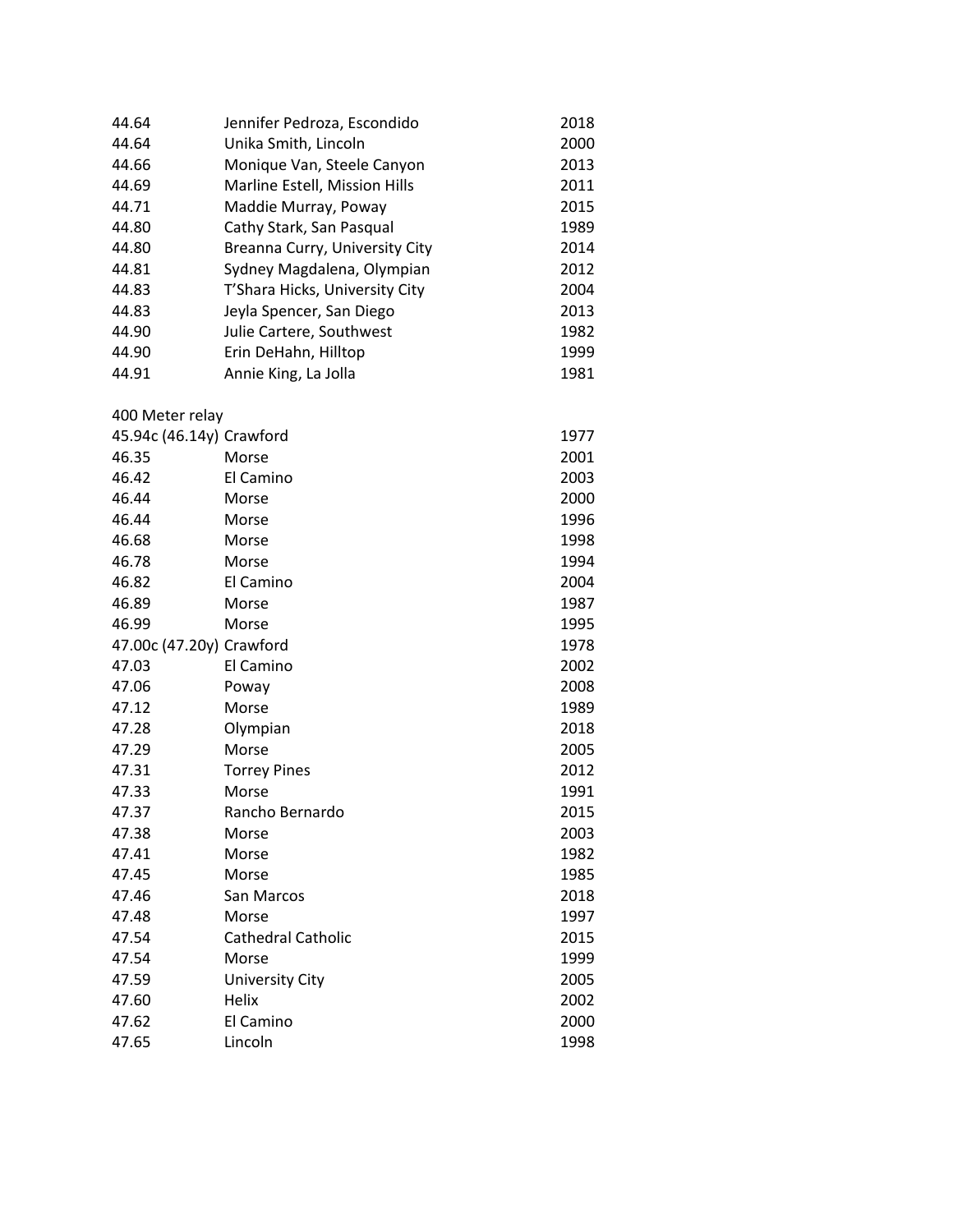| | | |
|---|---|---|
| 44.64 | Jennifer Pedroza, Escondido | 2018 |
| 44.64 | Unika Smith, Lincoln | 2000 |
| 44.66 | Monique Van, Steele Canyon | 2013 |
| 44.69 | Marline Estell, Mission Hills | 2011 |
| 44.71 | Maddie Murray, Poway | 2015 |
| 44.80 | Cathy Stark, San Pasqual | 1989 |
| 44.80 | Breanna Curry, University City | 2014 |
| 44.81 | Sydney Magdalena, Olympian | 2012 |
| 44.83 | T'Shara Hicks, University City | 2004 |
| 44.83 | Jeyla Spencer, San Diego | 2013 |
| 44.90 | Julie Cartere, Southwest | 1982 |
| 44.90 | Erin DeHahn, Hilltop | 1999 |
| 44.91 | Annie King, La Jolla | 1981 |

400 Meter relay

| | | |
|---|---|---|
| 45.94c (46.14y) | Crawford | 1977 |
| 46.35 | Morse | 2001 |
| 46.42 | El Camino | 2003 |
| 46.44 | Morse | 2000 |
| 46.44 | Morse | 1996 |
| 46.68 | Morse | 1998 |
| 46.78 | Morse | 1994 |
| 46.82 | El Camino | 2004 |
| 46.89 | Morse | 1987 |
| 46.99 | Morse | 1995 |
| 47.00c (47.20y) | Crawford | 1978 |
| 47.03 | El Camino | 2002 |
| 47.06 | Poway | 2008 |
| 47.12 | Morse | 1989 |
| 47.28 | Olympian | 2018 |
| 47.29 | Morse | 2005 |
| 47.31 | Torrey Pines | 2012 |
| 47.33 | Morse | 1991 |
| 47.37 | Rancho Bernardo | 2015 |
| 47.38 | Morse | 2003 |
| 47.41 | Morse | 1982 |
| 47.45 | Morse | 1985 |
| 47.46 | San Marcos | 2018 |
| 47.48 | Morse | 1997 |
| 47.54 | Cathedral Catholic | 2015 |
| 47.54 | Morse | 1999 |
| 47.59 | University City | 2005 |
| 47.60 | Helix | 2002 |
| 47.62 | El Camino | 2000 |
| 47.65 | Lincoln | 1998 |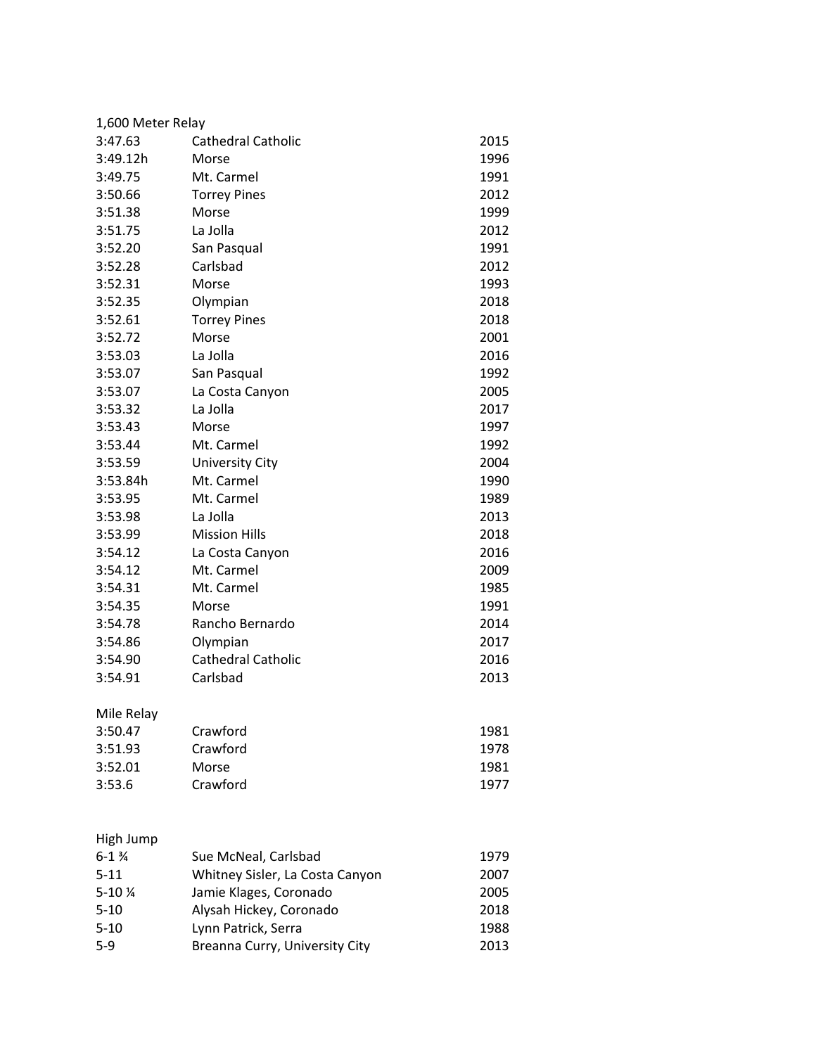1,600 Meter Relay

| | | |
|---|---|---|
| 3:47.63 | Cathedral Catholic | 2015 |
| 3:49.12h | Morse | 1996 |
| 3:49.75 | Mt. Carmel | 1991 |
| 3:50.66 | Torrey Pines | 2012 |
| 3:51.38 | Morse | 1999 |
| 3:51.75 | La Jolla | 2012 |
| 3:52.20 | San Pasqual | 1991 |
| 3:52.28 | Carlsbad | 2012 |
| 3:52.31 | Morse | 1993 |
| 3:52.35 | Olympian | 2018 |
| 3:52.61 | Torrey Pines | 2018 |
| 3:52.72 | Morse | 2001 |
| 3:53.03 | La Jolla | 2016 |
| 3:53.07 | San Pasqual | 1992 |
| 3:53.07 | La Costa Canyon | 2005 |
| 3:53.32 | La Jolla | 2017 |
| 3:53.43 | Morse | 1997 |
| 3:53.44 | Mt. Carmel | 1992 |
| 3:53.59 | University City | 2004 |
| 3:53.84h | Mt. Carmel | 1990 |
| 3:53.95 | Mt. Carmel | 1989 |
| 3:53.98 | La Jolla | 2013 |
| 3:53.99 | Mission Hills | 2018 |
| 3:54.12 | La Costa Canyon | 2016 |
| 3:54.12 | Mt. Carmel | 2009 |
| 3:54.31 | Mt. Carmel | 1985 |
| 3:54.35 | Morse | 1991 |
| 3:54.78 | Rancho Bernardo | 2014 |
| 3:54.86 | Olympian | 2017 |
| 3:54.90 | Cathedral Catholic | 2016 |
| 3:54.91 | Carlsbad | 2013 |

Mile Relay

| | | |
|---|---|---|
| 3:50.47 | Crawford | 1981 |
| 3:51.93 | Crawford | 1978 |
| 3:52.01 | Morse | 1981 |
| 3:53.6 | Crawford | 1977 |

High Jump

| | | |
|---|---|---|
| 6-1 ¾ | Sue McNeal, Carlsbad | 1979 |
| 5-11 | Whitney Sisler, La Costa Canyon | 2007 |
| 5-10 ¼ | Jamie Klages, Coronado | 2005 |
| 5-10 | Alysah Hickey, Coronado | 2018 |
| 5-10 | Lynn Patrick, Serra | 1988 |
| 5-9 | Breanna Curry, University City | 2013 |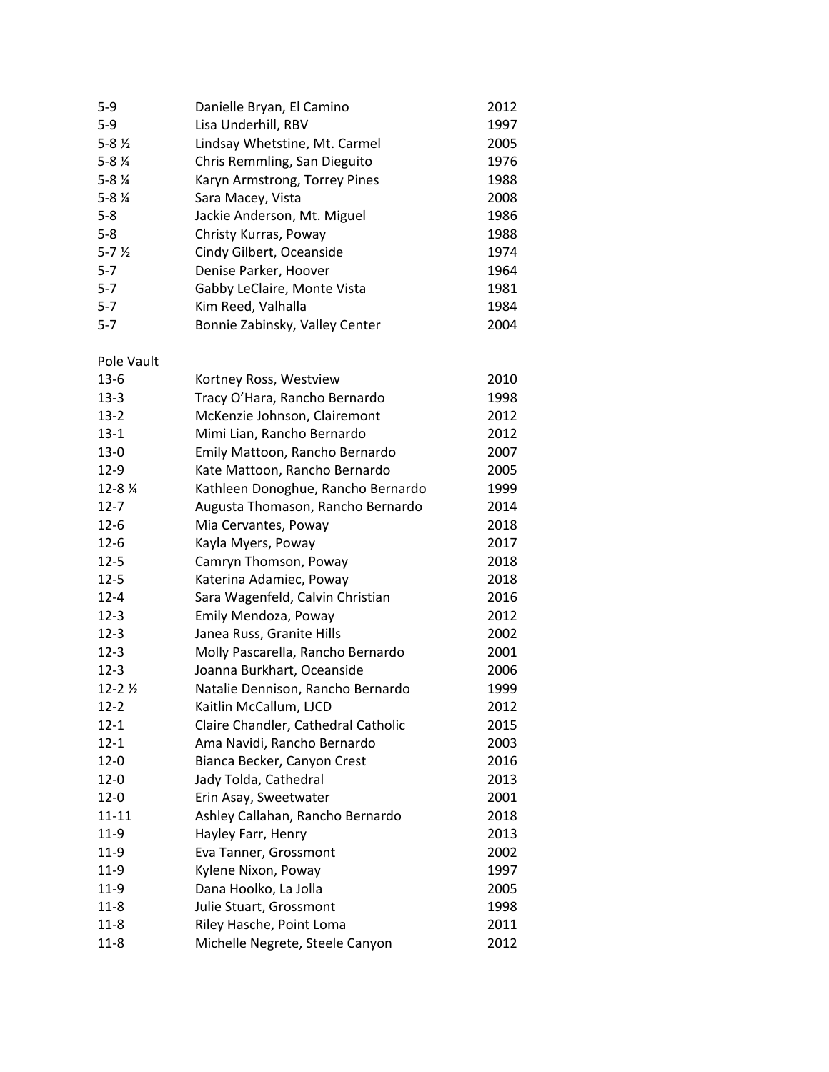| | | |
|---|---|---|
| 5-9 | Danielle Bryan, El Camino | 2012 |
| 5-9 | Lisa Underhill, RBV | 1997 |
| 5-8 ½ | Lindsay Whetstine, Mt. Carmel | 2005 |
| 5-8 ¼ | Chris Remmling, San Dieguito | 1976 |
| 5-8 ¼ | Karyn Armstrong, Torrey Pines | 1988 |
| 5-8 ¼ | Sara Macey, Vista | 2008 |
| 5-8 | Jackie Anderson, Mt. Miguel | 1986 |
| 5-8 | Christy Kurras, Poway | 1988 |
| 5-7 ½ | Cindy Gilbert, Oceanside | 1974 |
| 5-7 | Denise Parker, Hoover | 1964 |
| 5-7 | Gabby LeClaire, Monte Vista | 1981 |
| 5-7 | Kim Reed, Valhalla | 1984 |
| 5-7 | Bonnie Zabinsky, Valley Center | 2004 |

Pole Vault

| | | |
|---|---|---|
| 13-6 | Kortney Ross, Westview | 2010 |
| 13-3 | Tracy O'Hara, Rancho Bernardo | 1998 |
| 13-2 | McKenzie Johnson, Clairemont | 2012 |
| 13-1 | Mimi Lian, Rancho Bernardo | 2012 |
| 13-0 | Emily Mattoon, Rancho Bernardo | 2007 |
| 12-9 | Kate Mattoon, Rancho Bernardo | 2005 |
| 12-8 ¼ | Kathleen Donoghue, Rancho Bernardo | 1999 |
| 12-7 | Augusta Thomason, Rancho Bernardo | 2014 |
| 12-6 | Mia Cervantes, Poway | 2018 |
| 12-6 | Kayla Myers, Poway | 2017 |
| 12-5 | Camryn Thomson, Poway | 2018 |
| 12-5 | Katerina Adamiec, Poway | 2018 |
| 12-4 | Sara Wagenfeld, Calvin Christian | 2016 |
| 12-3 | Emily Mendoza, Poway | 2012 |
| 12-3 | Janea Russ, Granite Hills | 2002 |
| 12-3 | Molly Pascarella, Rancho Bernardo | 2001 |
| 12-3 | Joanna Burkhart, Oceanside | 2006 |
| 12-2 ½ | Natalie Dennison, Rancho Bernardo | 1999 |
| 12-2 | Kaitlin McCallum, LJCD | 2012 |
| 12-1 | Claire Chandler, Cathedral Catholic | 2015 |
| 12-1 | Ama Navidi, Rancho Bernardo | 2003 |
| 12-0 | Bianca Becker, Canyon Crest | 2016 |
| 12-0 | Jady Tolda, Cathedral | 2013 |
| 12-0 | Erin Asay, Sweetwater | 2001 |
| 11-11 | Ashley Callahan, Rancho Bernardo | 2018 |
| 11-9 | Hayley Farr, Henry | 2013 |
| 11-9 | Eva Tanner, Grossmont | 2002 |
| 11-9 | Kylene Nixon, Poway | 1997 |
| 11-9 | Dana Hoolko, La Jolla | 2005 |
| 11-8 | Julie Stuart, Grossmont | 1998 |
| 11-8 | Riley Hasche, Point Loma | 2011 |
| 11-8 | Michelle Negrete, Steele Canyon | 2012 |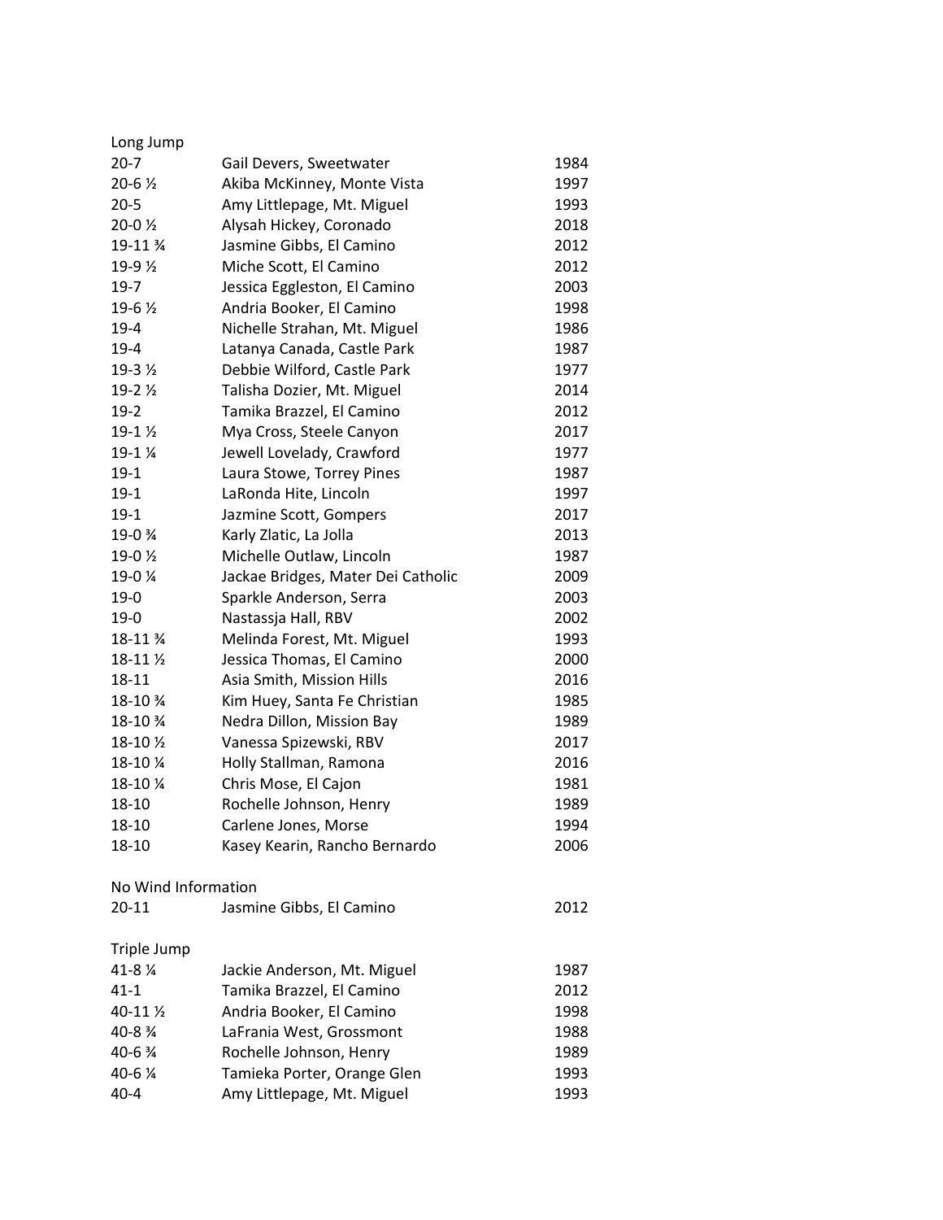## Long Jump

| | | |
|---|---|---|
| 20-7 | Gail Devers, Sweetwater | 1984 |
| 20-6 ½ | Akiba McKinney, Monte Vista | 1997 |
| 20-5 | Amy Littlepage, Mt. Miguel | 1993 |
| 20-0 ½ | Alysah Hickey, Coronado | 2018 |
| 19-11 ¾ | Jasmine Gibbs, El Camino | 2012 |
| 19-9 ½ | Miche Scott, El Camino | 2012 |
| 19-7 | Jessica Eggleston, El Camino | 2003 |
| 19-6 ½ | Andria Booker, El Camino | 1998 |
| 19-4 | Nichelle Strahan, Mt. Miguel | 1986 |
| 19-4 | Latanya Canada, Castle Park | 1987 |
| 19-3 ½ | Debbie Wilford, Castle Park | 1977 |
| 19-2 ½ | Talisha Dozier, Mt. Miguel | 2014 |
| 19-2 | Tamika Brazzel, El Camino | 2012 |
| 19-1 ½ | Mya Cross, Steele Canyon | 2017 |
| 19-1 ¼ | Jewell Lovelady, Crawford | 1977 |
| 19-1 | Laura Stowe, Torrey Pines | 1987 |
| 19-1 | LaRonda Hite, Lincoln | 1997 |
| 19-1 | Jazmine Scott, Gompers | 2017 |
| 19-0 ¾ | Karly Zlatic, La Jolla | 2013 |
| 19-0 ½ | Michelle Outlaw, Lincoln | 1987 |
| 19-0 ¼ | Jackae Bridges, Mater Dei Catholic | 2009 |
| 19-0 | Sparkle Anderson, Serra | 2003 |
| 19-0 | Nastassja Hall, RBV | 2002 |
| 18-11 ¾ | Melinda Forest, Mt. Miguel | 1993 |
| 18-11 ½ | Jessica Thomas, El Camino | 2000 |
| 18-11 | Asia Smith, Mission Hills | 2016 |
| 18-10 ¾ | Kim Huey, Santa Fe Christian | 1985 |
| 18-10 ¾ | Nedra Dillon, Mission Bay | 1989 |
| 18-10 ½ | Vanessa Spizewski, RBV | 2017 |
| 18-10 ¼ | Holly Stallman, Ramona | 2016 |
| 18-10 ¼ | Chris Mose, El Cajon | 1981 |
| 18-10 | Rochelle Johnson, Henry | 1989 |
| 18-10 | Carlene Jones, Morse | 1994 |
| 18-10 | Kasey Kearin, Rancho Bernardo | 2006 |

### No Wind Information

| | | |
|---|---|---|
| 20-11 | Jasmine Gibbs, El Camino | 2012 |

## Triple Jump

| | | |
|---|---|---|
| 41-8 ¼ | Jackie Anderson, Mt. Miguel | 1987 |
| 41-1 | Tamika Brazzel, El Camino | 2012 |
| 40-11 ½ | Andria Booker, El Camino | 1998 |
| 40-8 ¾ | LaFrania West, Grossmont | 1988 |
| 40-6 ¾ | Rochelle Johnson, Henry | 1989 |
| 40-6 ¼ | Tamieka Porter, Orange Glen | 1993 |
| 40-4 | Amy Littlepage, Mt. Miguel | 1993 |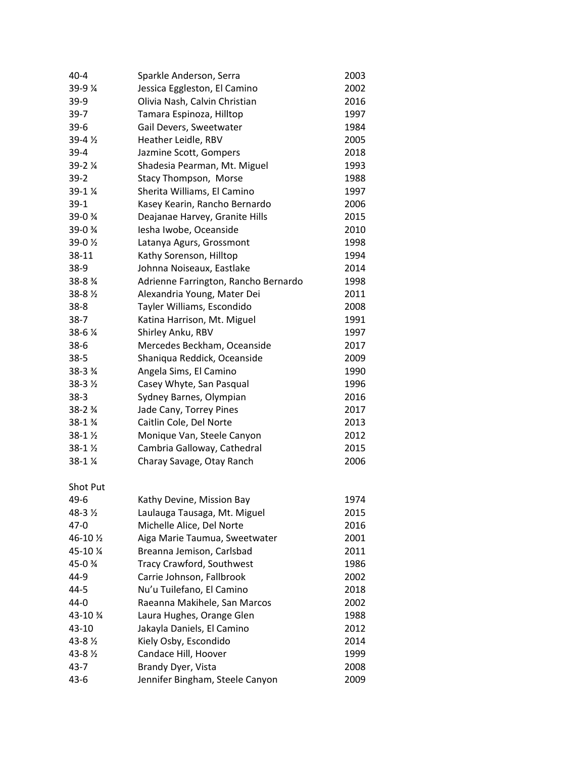| | | |
|---|---|---|
| 40-4 | Sparkle Anderson, Serra | 2003 |
| 39-9 ¼ | Jessica Eggleston, El Camino | 2002 |
| 39-9 | Olivia Nash, Calvin Christian | 2016 |
| 39-7 | Tamara Espinoza, Hilltop | 1997 |
| 39-6 | Gail Devers, Sweetwater | 1984 |
| 39-4 ½ | Heather Leidle, RBV | 2005 |
| 39-4 | Jazmine Scott, Gompers | 2018 |
| 39-2 ¼ | Shadesia Pearman, Mt. Miguel | 1993 |
| 39-2 | Stacy Thompson, Morse | 1988 |
| 39-1 ¼ | Sherita Williams, El Camino | 1997 |
| 39-1 | Kasey Kearin, Rancho Bernardo | 2006 |
| 39-0 ¾ | Deajanae Harvey, Granite Hills | 2015 |
| 39-0 ¾ | Iesha Iwobe, Oceanside | 2010 |
| 39-0 ½ | Latanya Agurs, Grossmont | 1998 |
| 38-11 | Kathy Sorenson, Hilltop | 1994 |
| 38-9 | Johnna Noiseaux, Eastlake | 2014 |
| 38-8 ¾ | Adrienne Farrington, Rancho Bernardo | 1998 |
| 38-8 ½ | Alexandria Young, Mater Dei | 2011 |
| 38-8 | Tayler Williams, Escondido | 2008 |
| 38-7 | Katina Harrison, Mt. Miguel | 1991 |
| 38-6 ¼ | Shirley Anku, RBV | 1997 |
| 38-6 | Mercedes Beckham, Oceanside | 2017 |
| 38-5 | Shaniqua Reddick, Oceanside | 2009 |
| 38-3 ¾ | Angela Sims, El Camino | 1990 |
| 38-3 ½ | Casey Whyte, San Pasqual | 1996 |
| 38-3 | Sydney Barnes, Olympian | 2016 |
| 38-2 ¾ | Jade Cany, Torrey Pines | 2017 |
| 38-1 ¾ | Caitlin Cole, Del Norte | 2013 |
| 38-1 ½ | Monique Van, Steele Canyon | 2012 |
| 38-1 ½ | Cambria Galloway, Cathedral | 2015 |
| 38-1 ¼ | Charay Savage, Otay Ranch | 2006 |

Shot Put

| | | |
|---|---|---|
| 49-6 | Kathy Devine, Mission Bay | 1974 |
| 48-3 ½ | Laulauga Tausaga, Mt. Miguel | 2015 |
| 47-0 | Michelle Alice, Del Norte | 2016 |
| 46-10 ½ | Aiga Marie Taumua, Sweetwater | 2001 |
| 45-10 ¼ | Breanna Jemison, Carlsbad | 2011 |
| 45-0 ¾ | Tracy Crawford, Southwest | 1986 |
| 44-9 | Carrie Johnson, Fallbrook | 2002 |
| 44-5 | Nu'u Tuilefano, El Camino | 2018 |
| 44-0 | Raeanna Makihele, San Marcos | 2002 |
| 43-10 ¾ | Laura Hughes, Orange Glen | 1988 |
| 43-10 | Jakayla Daniels, El Camino | 2012 |
| 43-8 ½ | Kiely Osby, Escondido | 2014 |
| 43-8 ½ | Candace Hill, Hoover | 1999 |
| 43-7 | Brandy Dyer, Vista | 2008 |
| 43-6 | Jennifer Bingham, Steele Canyon | 2009 |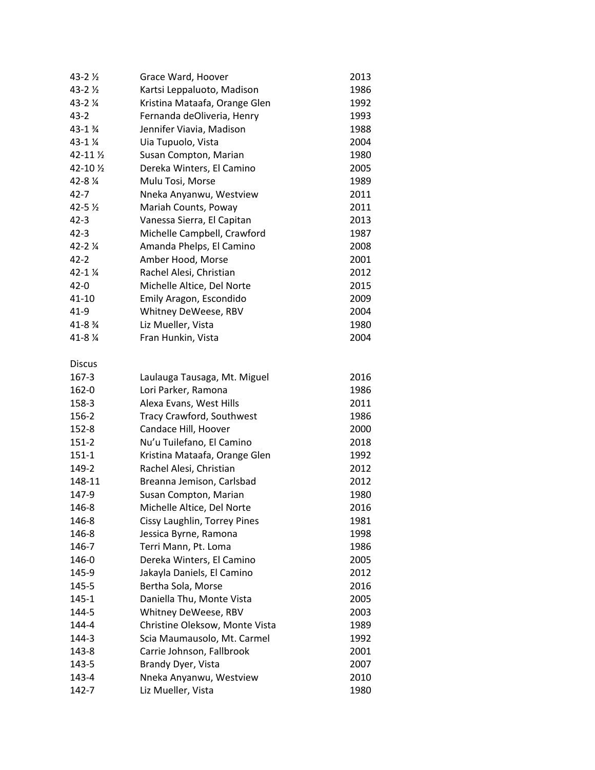| | | |
|---|---|---|
| 43-2 ½ | Grace Ward, Hoover | 2013 |
| 43-2 ½ | Kartsi Leppaluoto, Madison | 1986 |
| 43-2 ¼ | Kristina Mataafa, Orange Glen | 1992 |
| 43-2 | Fernanda deOliveria, Henry | 1993 |
| 43-1 ¾ | Jennifer Viavia, Madison | 1988 |
| 43-1 ¼ | Uia Tupuolo, Vista | 2004 |
| 42-11 ½ | Susan Compton, Marian | 1980 |
| 42-10 ½ | Dereka Winters, El Camino | 2005 |
| 42-8 ¼ | Mulu Tosi, Morse | 1989 |
| 42-7 | Nneka Anyanwu, Westview | 2011 |
| 42-5 ½ | Mariah Counts, Poway | 2011 |
| 42-3 | Vanessa Sierra, El Capitan | 2013 |
| 42-3 | Michelle Campbell, Crawford | 1987 |
| 42-2 ¼ | Amanda Phelps, El Camino | 2008 |
| 42-2 | Amber Hood, Morse | 2001 |
| 42-1 ¼ | Rachel Alesi, Christian | 2012 |
| 42-0 | Michelle Altice, Del Norte | 2015 |
| 41-10 | Emily Aragon, Escondido | 2009 |
| 41-9 | Whitney DeWeese, RBV | 2004 |
| 41-8 ¾ | Liz Mueller, Vista | 1980 |
| 41-8 ¼ | Fran Hunkin, Vista | 2004 |

Discus

| | | |
|---|---|---|
| 167-3 | Laulauga Tausaga, Mt. Miguel | 2016 |
| 162-0 | Lori Parker, Ramona | 1986 |
| 158-3 | Alexa Evans, West Hills | 2011 |
| 156-2 | Tracy Crawford, Southwest | 1986 |
| 152-8 | Candace Hill, Hoover | 2000 |
| 151-2 | Nu'u Tuilefano, El Camino | 2018 |
| 151-1 | Kristina Mataafa, Orange Glen | 1992 |
| 149-2 | Rachel Alesi, Christian | 2012 |
| 148-11 | Breanna Jemison, Carlsbad | 2012 |
| 147-9 | Susan Compton, Marian | 1980 |
| 146-8 | Michelle Altice, Del Norte | 2016 |
| 146-8 | Cissy Laughlin, Torrey Pines | 1981 |
| 146-8 | Jessica Byrne, Ramona | 1998 |
| 146-7 | Terri Mann, Pt. Loma | 1986 |
| 146-0 | Dereka Winters, El Camino | 2005 |
| 145-9 | Jakayla Daniels, El Camino | 2012 |
| 145-5 | Bertha Sola, Morse | 2016 |
| 145-1 | Daniella Thu, Monte Vista | 2005 |
| 144-5 | Whitney DeWeese, RBV | 2003 |
| 144-4 | Christine Oleksow, Monte Vista | 1989 |
| 144-3 | Scia Maumausolo, Mt. Carmel | 1992 |
| 143-8 | Carrie Johnson, Fallbrook | 2001 |
| 143-5 | Brandy Dyer, Vista | 2007 |
| 143-4 | Nneka Anyanwu, Westview | 2010 |
| 142-7 | Liz Mueller, Vista | 1980 |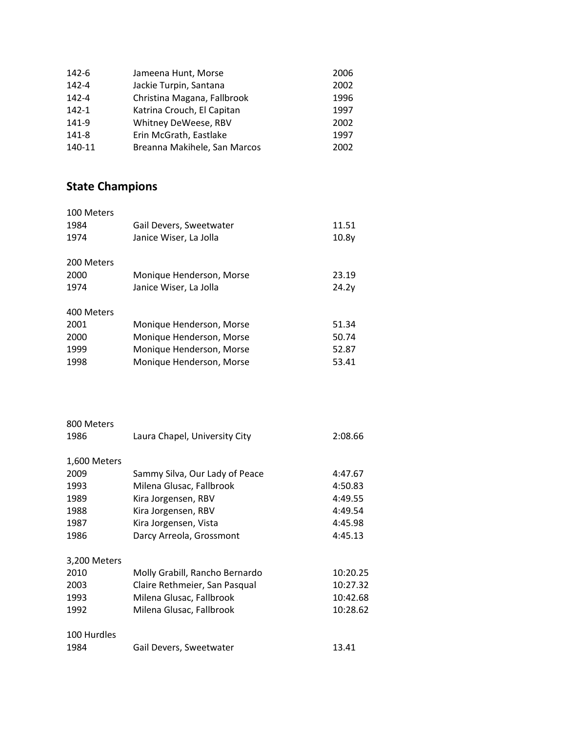| | | |
|---|---|---|
| 142-6 | Jameena Hunt, Morse | 2006 |
| 142-4 | Jackie Turpin, Santana | 2002 |
| 142-4 | Christina Magana, Fallbrook | 1996 |
| 142-1 | Katrina Crouch, El Capitan | 1997 |
| 141-9 | Whitney DeWeese, RBV | 2002 |
| 141-8 | Erin McGrath, Eastlake | 1997 |
| 140-11 | Breanna Makihele, San Marcos | 2002 |

## State Champions

100 Meters

| | | |
|---|---|---|
| 1984 | Gail Devers, Sweetwater | 11.51 |
| 1974 | Janice Wiser, La Jolla | 10.8y |

200 Meters

| | | |
|---|---|---|
| 2000 | Monique Henderson, Morse | 23.19 |
| 1974 | Janice Wiser, La Jolla | 24.2y |

400 Meters

| | | |
|---|---|---|
| 2001 | Monique Henderson, Morse | 51.34 |
| 2000 | Monique Henderson, Morse | 50.74 |
| 1999 | Monique Henderson, Morse | 52.87 |
| 1998 | Monique Henderson, Morse | 53.41 |

800 Meters

| | | |
|---|---|---|
| 1986 | Laura Chapel, University City | 2:08.66 |

1,600 Meters

| | | |
|---|---|---|
| 2009 | Sammy Silva, Our Lady of Peace | 4:47.67 |
| 1993 | Milena Glusac, Fallbrook | 4:50.83 |
| 1989 | Kira Jorgensen, RBV | 4:49.55 |
| 1988 | Kira Jorgensen, RBV | 4:49.54 |
| 1987 | Kira Jorgensen, Vista | 4:45.98 |
| 1986 | Darcy Arreola, Grossmont | 4:45.13 |

3,200 Meters

| | | |
|---|---|---|
| 2010 | Molly Grabill, Rancho Bernardo | 10:20.25 |
| 2003 | Claire Rethmeier, San Pasqual | 10:27.32 |
| 1993 | Milena Glusac, Fallbrook | 10:42.68 |
| 1992 | Milena Glusac, Fallbrook | 10:28.62 |

100 Hurdles

| | | |
|---|---|---|
| 1984 | Gail Devers, Sweetwater | 13.41 |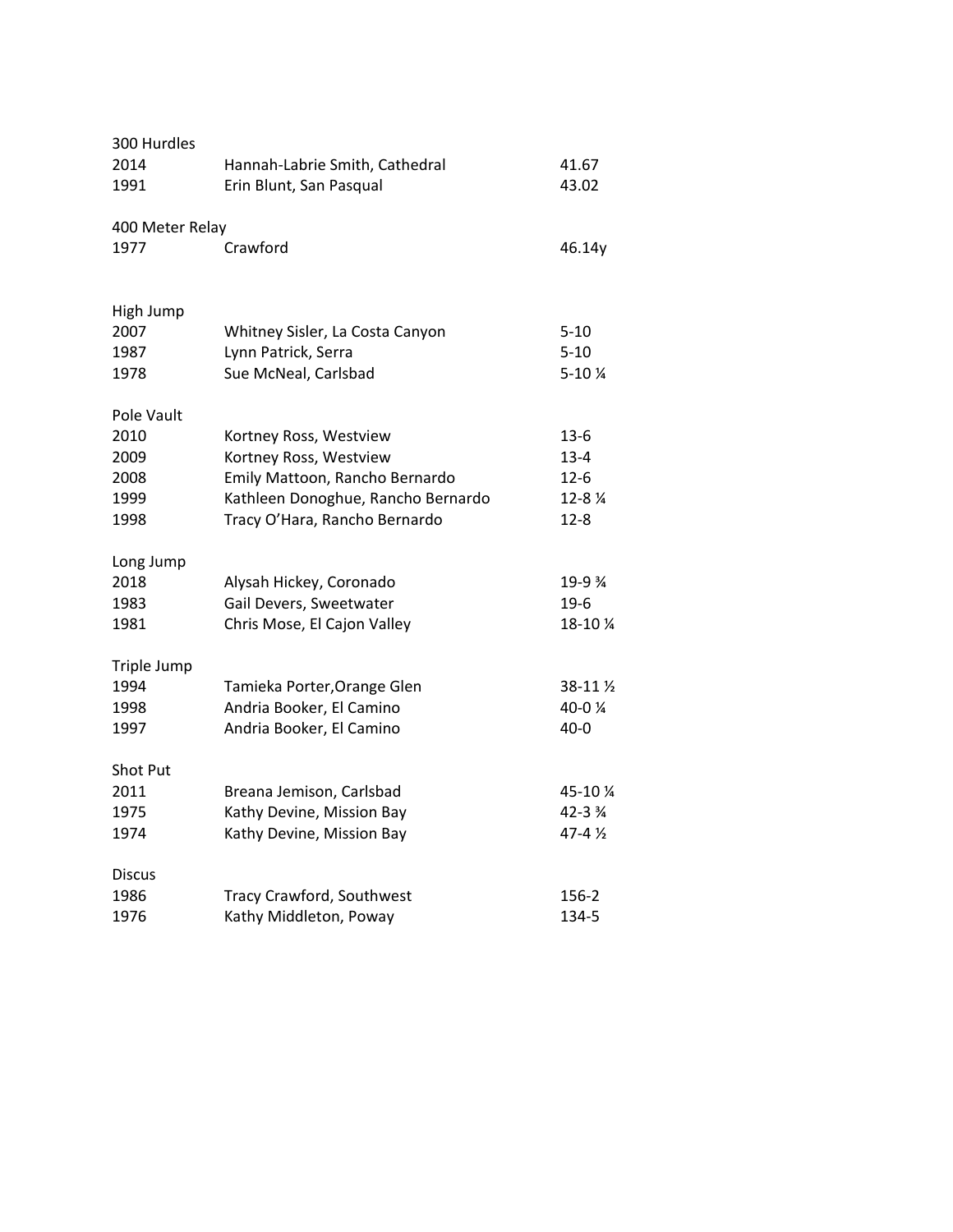300 Hurdles

| | | |
|---|---|---|
| 2014 | Hannah-Labrie Smith, Cathedral | 41.67 |
| 1991 | Erin Blunt, San Pasqual | 43.02 |

400 Meter Relay

| | | |
|---|---|---|
| 1977 | Crawford | 46.14y |

High Jump

| | | |
|---|---|---|
| 2007 | Whitney Sisler, La Costa Canyon | 5-10 |
| 1987 | Lynn Patrick, Serra | 5-10 |
| 1978 | Sue McNeal, Carlsbad | 5-10 ¼ |

Pole Vault

| | | |
|---|---|---|
| 2010 | Kortney Ross, Westview | 13-6 |
| 2009 | Kortney Ross, Westview | 13-4 |
| 2008 | Emily Mattoon, Rancho Bernardo | 12-6 |
| 1999 | Kathleen Donoghue, Rancho Bernardo | 12-8 ¼ |
| 1998 | Tracy O'Hara, Rancho Bernardo | 12-8 |

Long Jump

| | | |
|---|---|---|
| 2018 | Alysah Hickey, Coronado | 19-9 ¾ |
| 1983 | Gail Devers, Sweetwater | 19-6 |
| 1981 | Chris Mose, El Cajon Valley | 18-10 ¼ |

Triple Jump

| | | |
|---|---|---|
| 1994 | Tamieka Porter,Orange Glen | 38-11 ½ |
| 1998 | Andria Booker, El Camino | 40-0 ¼ |
| 1997 | Andria Booker, El Camino | 40-0 |

Shot Put

| | | |
|---|---|---|
| 2011 | Breana Jemison, Carlsbad | 45-10 ¼ |
| 1975 | Kathy Devine, Mission Bay | 42-3 ¾ |
| 1974 | Kathy Devine, Mission Bay | 47-4 ½ |

Discus

| | | |
|---|---|---|
| 1986 | Tracy Crawford, Southwest | 156-2 |
| 1976 | Kathy Middleton, Poway | 134-5 |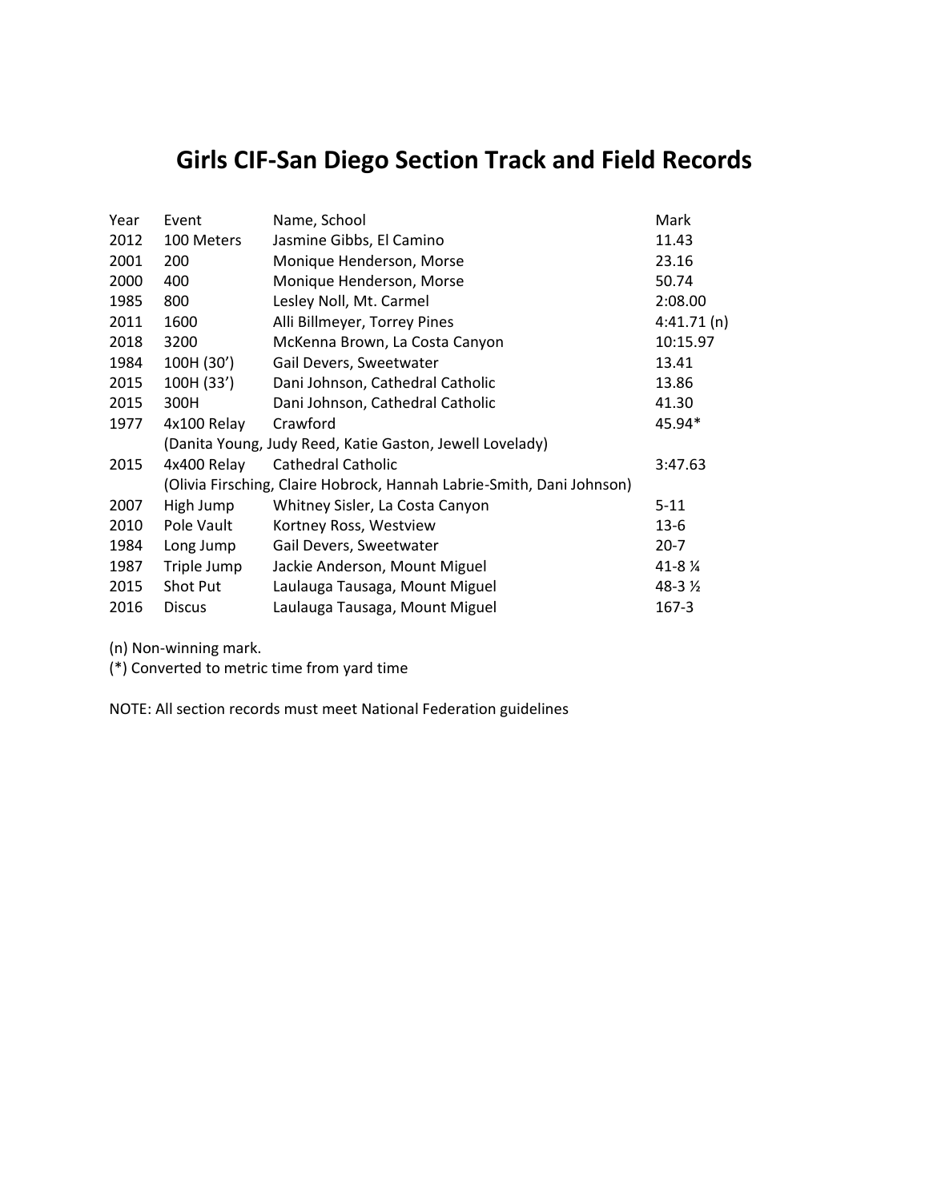# Girls CIF-San Diego Section Track and Field Records

| Year | Event | Name, School | Mark |
|---|---|---|---|
| 2012 | 100 Meters | Jasmine Gibbs, El Camino | 11.43 |
| 2001 | 200 | Monique Henderson, Morse | 23.16 |
| 2000 | 400 | Monique Henderson, Morse | 50.74 |
| 1985 | 800 | Lesley Noll, Mt. Carmel | 2:08.00 |
| 2011 | 1600 | Alli Billmeyer, Torrey Pines | 4:41.71 (n) |
| 2018 | 3200 | McKenna Brown, La Costa Canyon | 10:15.97 |
| 1984 | 100H (30') | Gail Devers, Sweetwater | 13.41 |
| 2015 | 100H (33') | Dani Johnson, Cathedral Catholic | 13.86 |
| 2015 | 300H | Dani Johnson, Cathedral Catholic | 41.30 |
| 1977 | 4x100 Relay | Crawford | 45.94* |
| | (Danita Young, Judy Reed, Katie Gaston, Jewell Lovelady) | | |
| 2015 | 4x400 Relay | Cathedral Catholic | 3:47.63 |
| | (Olivia Firsching, Claire Hobrock, Hannah Labrie-Smith, Dani Johnson) | | |
| 2007 | High Jump | Whitney Sisler, La Costa Canyon | 5-11 |
| 2010 | Pole Vault | Kortney Ross, Westview | 13-6 |
| 1984 | Long Jump | Gail Devers, Sweetwater | 20-7 |
| 1987 | Triple Jump | Jackie Anderson, Mount Miguel | 41-8 ¼ |
| 2015 | Shot Put | Laulauga Tausaga, Mount Miguel | 48-3 ½ |
| 2016 | Discus | Laulauga Tausaga, Mount Miguel | 167-3 |

(n) Non-winning mark.

(*) Converted to metric time from yard time

NOTE: All section records must meet National Federation guidelines